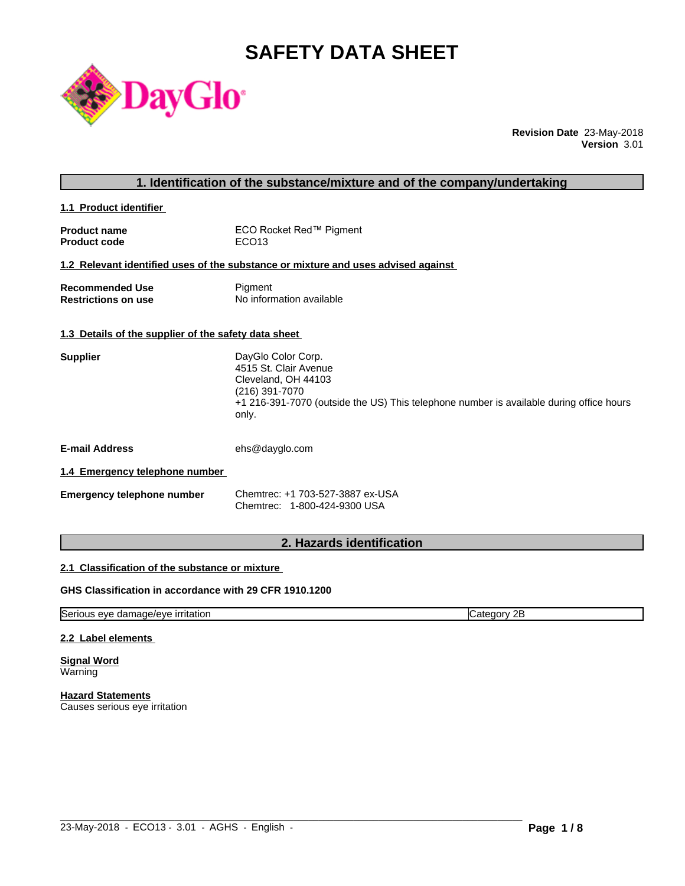# SAFETY DATA SHEET

DayGlo

**Revision Date** 23-May-2018
**Version** 3.01

## 1. Identification of the substance/mixture and of the company/undertaking

### 1.1 Product identifier

**Product name** ECO Rocket Red™ Pigment
**Product code** ECO13

### 1.2 Relevant identified uses of the substance or mixture and uses advised against

**Recommended Use** Pigment
**Restrictions on use** No information available

### 1.3 Details of the supplier of the safety data sheet

**Supplier**
DayGlo Color Corp.
4515 St. Clair Avenue
Cleveland, OH 44103
(216) 391-7070
+1 216-391-7070 (outside the US) This telephone number is available during office hours only.

**E-mail Address** ehs@dayglo.com

### 1.4 Emergency telephone number

**Emergency telephone number**
Chemtrec: +1 703-527-3887 ex-USA
Chemtrec: 1-800-424-9300 USA

## 2. Hazards identification

### 2.1 Classification of the substance or mixture

**GHS Classification in accordance with 29 CFR 1910.1200**

| | |
|---|---|
| Serious eye damage/eye irritation | Category 2B |

### 2.2 Label elements

**Signal Word**
Warning

**Hazard Statements**
Causes serious eye irritation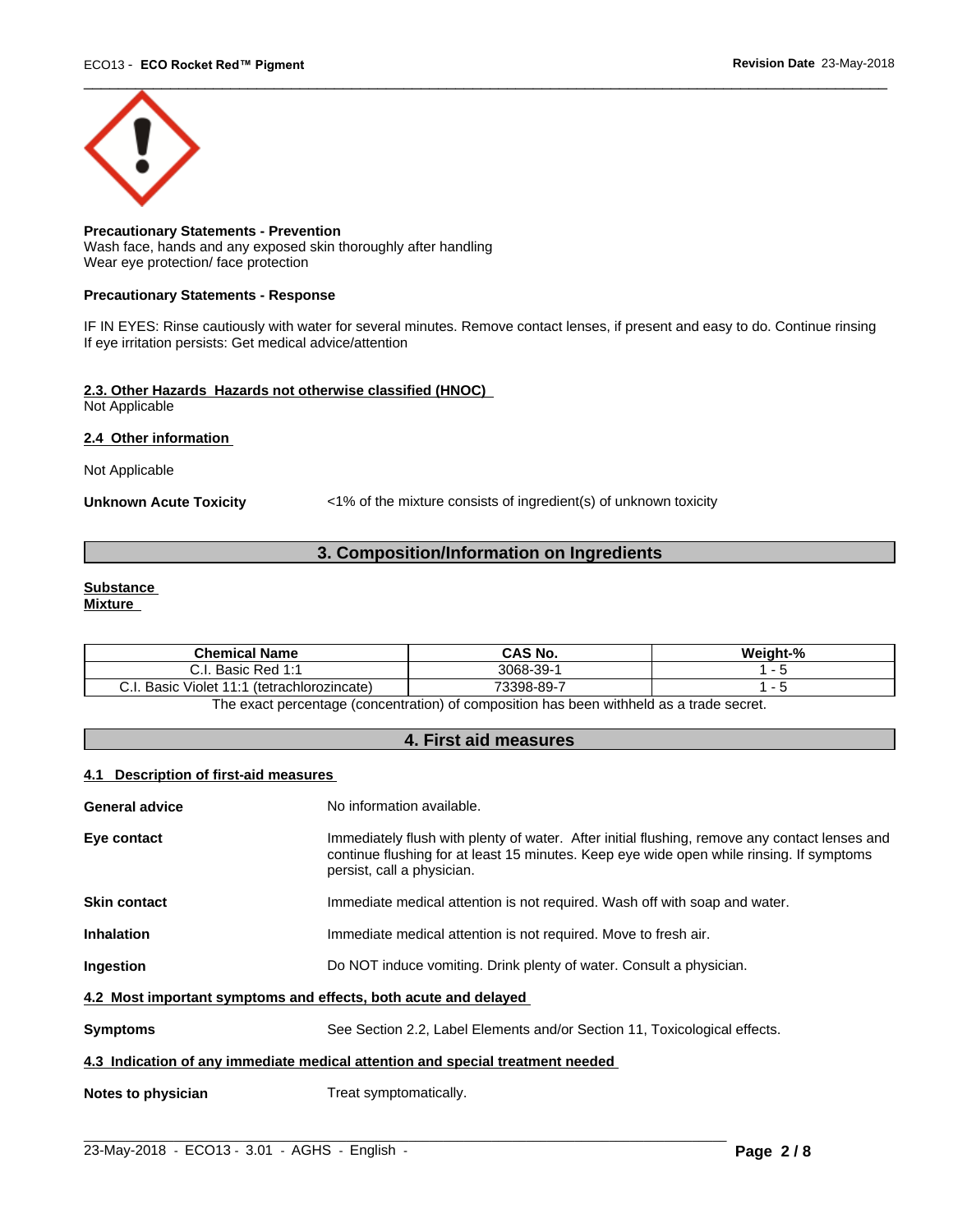**Precautionary Statements - Prevention**
Wash face, hands and any exposed skin thoroughly after handling
Wear eye protection/ face protection

**Precautionary Statements - Response**

IF IN EYES: Rinse cautiously with water for several minutes. Remove contact lenses, if present and easy to do. Continue rinsing
If eye irritation persists: Get medical advice/attention

### 2.3. Other Hazards Hazards not otherwise classified (HNOC)

Not Applicable

### 2.4 Other information

Not Applicable

**Unknown Acute Toxicity** <1% of the mixture consists of ingredient(s) of unknown toxicity

## 3. Composition/Information on Ingredients

**Substance**
**Mixture**

| Chemical Name | CAS No. | Weight-% |
|---|---|---|
| C.I. Basic Red 1:1 | 3068-39-1 | 1 - 5 |
| C.I. Basic Violet 11:1 (tetrachlorozincate) | 73398-89-7 | 1 - 5 |

The exact percentage (concentration) of composition has been withheld as a trade secret.

## 4. First aid measures

### 4.1 Description of first-aid measures

**General advice** No information available.

**Eye contact** Immediately flush with plenty of water. After initial flushing, remove any contact lenses and continue flushing for at least 15 minutes. Keep eye wide open while rinsing. If symptoms persist, call a physician.

**Skin contact** Immediate medical attention is not required. Wash off with soap and water.

**Inhalation** Immediate medical attention is not required. Move to fresh air.

**Ingestion** Do NOT induce vomiting. Drink plenty of water. Consult a physician.

### 4.2 Most important symptoms and effects, both acute and delayed

**Symptoms** See Section 2.2, Label Elements and/or Section 11, Toxicological effects.

### 4.3 Indication of any immediate medical attention and special treatment needed

**Notes to physician** Treat symptomatically.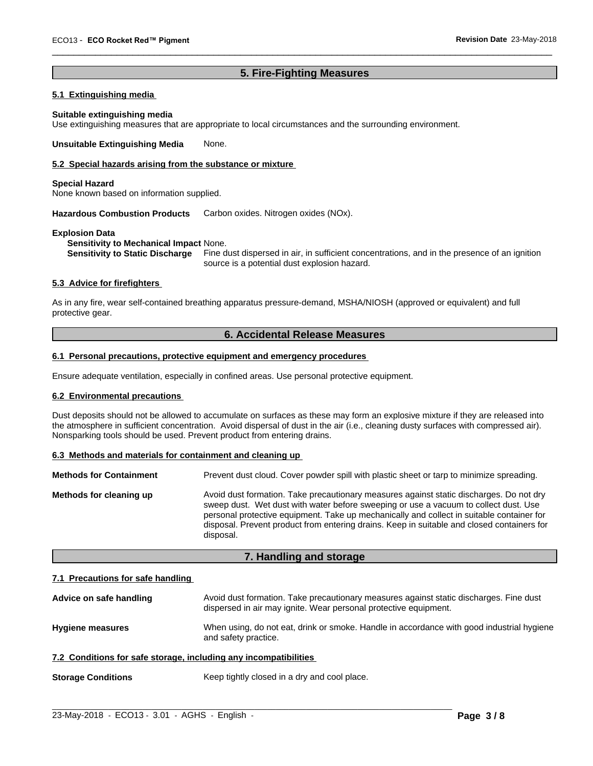## 5. Fire-Fighting Measures

### 5.1 Extinguishing media

**Suitable extinguishing media**
Use extinguishing measures that are appropriate to local circumstances and the surrounding environment.

**Unsuitable Extinguishing Media** None.

### 5.2 Special hazards arising from the substance or mixture

**Special Hazard**
None known based on information supplied.

**Hazardous Combustion Products** Carbon oxides. Nitrogen oxides (NOx).

**Explosion Data**
**Sensitivity to Mechanical Impact** None.
**Sensitivity to Static Discharge** Fine dust dispersed in air, in sufficient concentrations, and in the presence of an ignition source is a potential dust explosion hazard.

### 5.3 Advice for firefighters

As in any fire, wear self-contained breathing apparatus pressure-demand, MSHA/NIOSH (approved or equivalent) and full protective gear.

## 6. Accidental Release Measures

### 6.1 Personal precautions, protective equipment and emergency procedures

Ensure adequate ventilation, especially in confined areas. Use personal protective equipment.

### 6.2 Environmental precautions

Dust deposits should not be allowed to accumulate on surfaces as these may form an explosive mixture if they are released into the atmosphere in sufficient concentration. Avoid dispersal of dust in the air (i.e., cleaning dusty surfaces with compressed air). Nonsparking tools should be used. Prevent product from entering drains.

### 6.3 Methods and materials for containment and cleaning up

**Methods for Containment** Prevent dust cloud. Cover powder spill with plastic sheet or tarp to minimize spreading.

**Methods for cleaning up** Avoid dust formation. Take precautionary measures against static discharges. Do not dry sweep dust. Wet dust with water before sweeping or use a vacuum to collect dust. Use personal protective equipment. Take up mechanically and collect in suitable container for disposal. Prevent product from entering drains. Keep in suitable and closed containers for disposal.

## 7. Handling and storage

### 7.1 Precautions for safe handling

**Advice on safe handling** Avoid dust formation. Take precautionary measures against static discharges. Fine dust dispersed in air may ignite. Wear personal protective equipment.

**Hygiene measures** When using, do not eat, drink or smoke. Handle in accordance with good industrial hygiene and safety practice.

### 7.2 Conditions for safe storage, including any incompatibilities

**Storage Conditions** Keep tightly closed in a dry and cool place.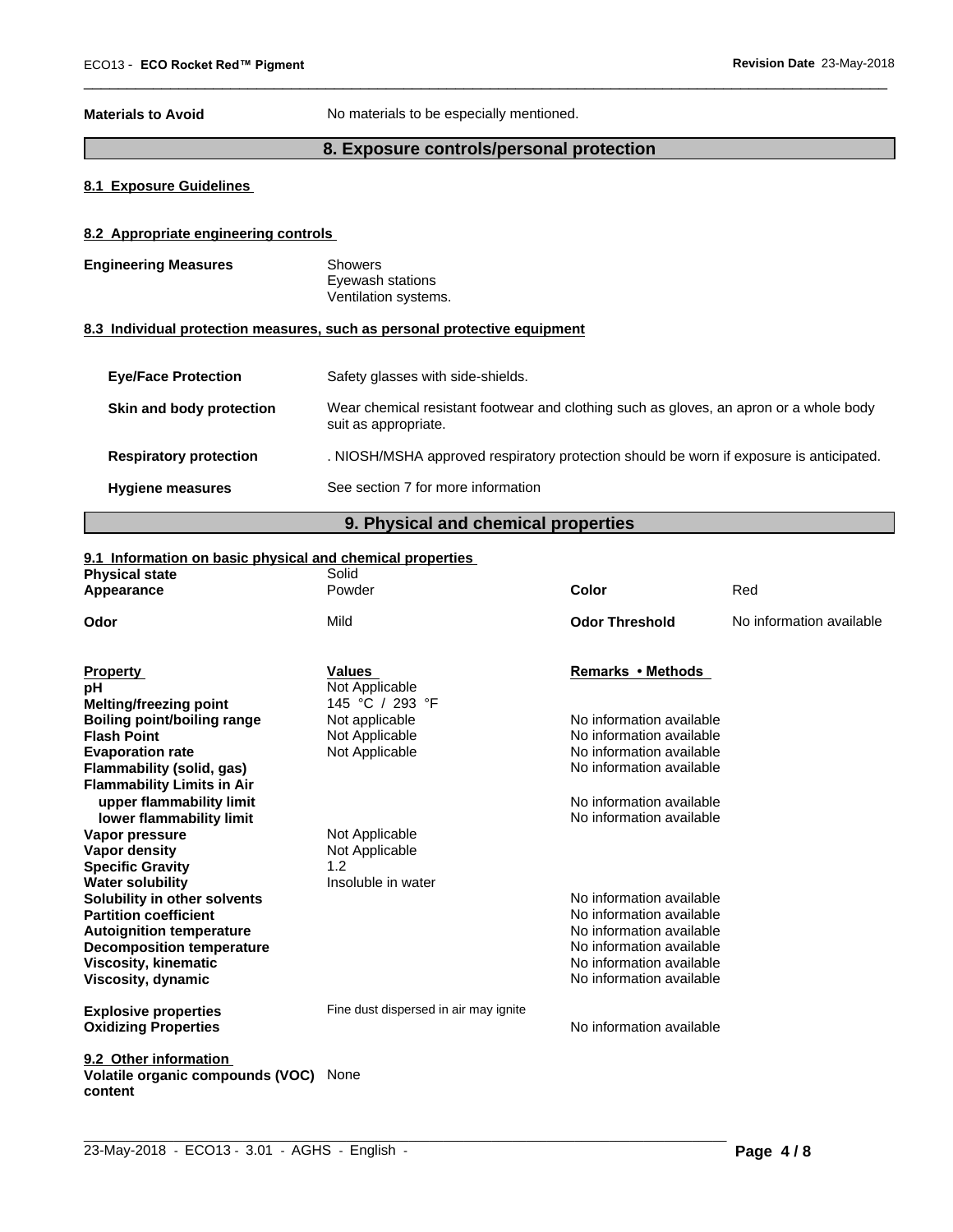**Materials to Avoid** No materials to be especially mentioned.

## 8. Exposure controls/personal protection

### 8.1 Exposure Guidelines

### 8.2 Appropriate engineering controls

**Engineering Measures**
Showers
Eyewash stations
Ventilation systems.

### 8.3 Individual protection measures, such as personal protective equipment

**Eye/Face Protection** Safety glasses with side-shields.

**Skin and body protection** Wear chemical resistant footwear and clothing such as gloves, an apron or a whole body suit as appropriate.

**Respiratory protection** . NIOSH/MSHA approved respiratory protection should be worn if exposure is anticipated.

**Hygiene measures** See section 7 for more information

## 9. Physical and chemical properties

### 9.1 Information on basic physical and chemical properties

| | | | |
|---|---|---|---|
| **Physical state** | Solid | | |
| **Appearance** | Powder | **Color** | Red |
| **Odor** | Mild | **Odor Threshold** | No information available |

| Property | Values | Remarks • Methods |
|---|---|---|
| **pH** | Not Applicable | |
| **Melting/freezing point** | 145 °C / 293 °F | |
| **Boiling point/boiling range** | Not applicable | No information available |
| **Flash Point** | Not Applicable | No information available |
| **Evaporation rate** | Not Applicable | No information available |
| **Flammability (solid, gas)** | | No information available |
| **Flammability Limits in Air** | | |
| **upper flammability limit** | | No information available |
| **lower flammability limit** | | No information available |
| **Vapor pressure** | Not Applicable | |
| **Vapor density** | Not Applicable | |
| **Specific Gravity** | 1.2 | |
| **Water solubility** | Insoluble in water | |
| **Solubility in other solvents** | | No information available |
| **Partition coefficient** | | No information available |
| **Autoignition temperature** | | No information available |
| **Decomposition temperature** | | No information available |
| **Viscosity, kinematic** | | No information available |
| **Viscosity, dynamic** | | No information available |
| **Explosive properties** | Fine dust dispersed in air may ignite | |
| **Oxidizing Properties** | | No information available |

### 9.2 Other information

**Volatile organic compounds (VOC) content** None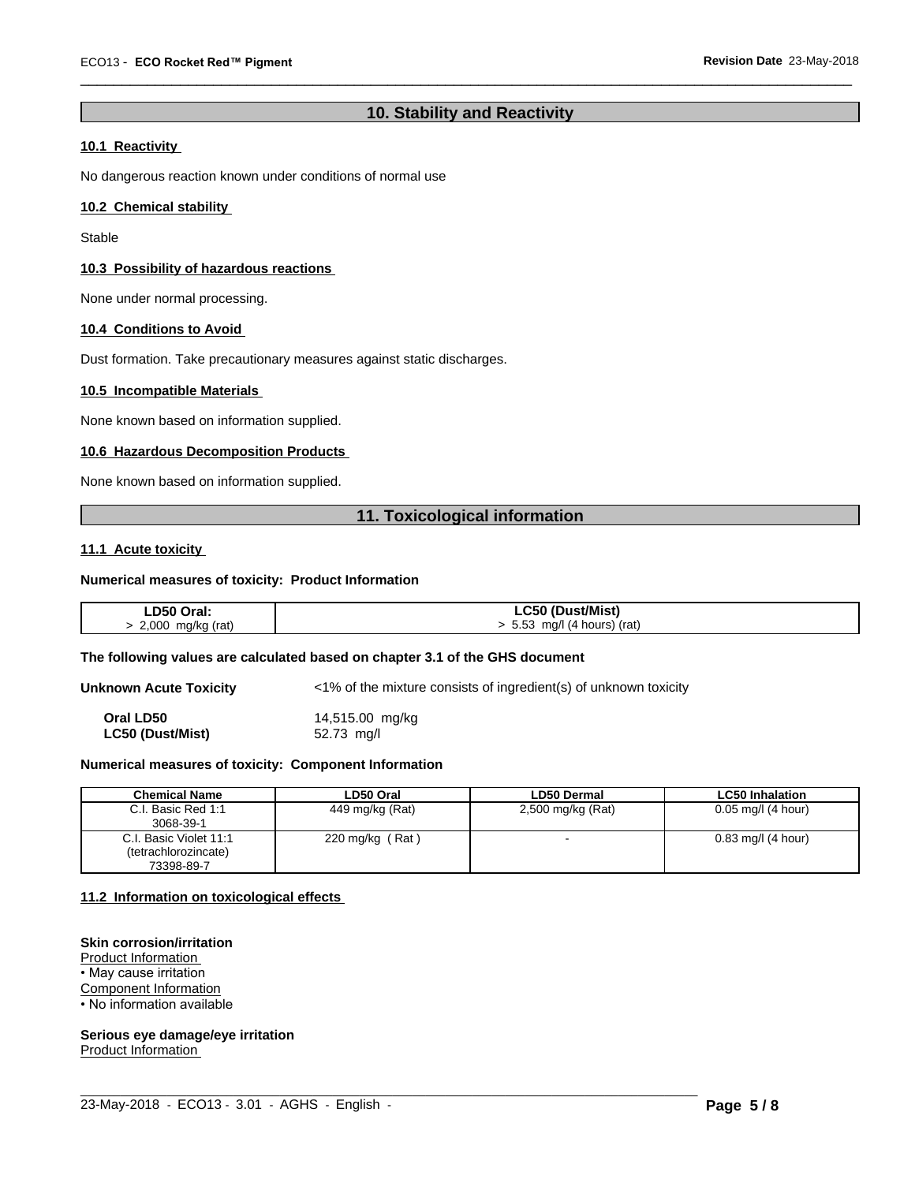## 10. Stability and Reactivity

### 10.1 Reactivity

No dangerous reaction known under conditions of normal use

### 10.2 Chemical stability

Stable

### 10.3 Possibility of hazardous reactions

None under normal processing.

### 10.4 Conditions to Avoid

Dust formation. Take precautionary measures against static discharges.

### 10.5 Incompatible Materials

None known based on information supplied.

### 10.6 Hazardous Decomposition Products

None known based on information supplied.

## 11. Toxicological information

### 11.1 Acute toxicity

**Numerical measures of toxicity: Product Information**

| LD50 Oral: | LC50 (Dust/Mist) |
|---|---|
| > 2,000 mg/kg (rat) | > 5.53 mg/l (4 hours) (rat) |

**The following values are calculated based on chapter 3.1 of the GHS document**

**Unknown Acute Toxicity** <1% of the mixture consists of ingredient(s) of unknown toxicity

**Oral LD50** 14,515.00 mg/kg
**LC50 (Dust/Mist)** 52.73 mg/l

**Numerical measures of toxicity: Component Information**

| Chemical Name | LD50 Oral | LD50 Dermal | LC50 Inhalation |
|---|---|---|---|
| C.I. Basic Red 1:1<br>3068-39-1 | 449 mg/kg (Rat) | 2,500 mg/kg (Rat) | 0.05 mg/l (4 hour) |
| C.I. Basic Violet 11:1<br>(tetrachlorozincate)<br>73398-89-7 | 220 mg/kg ( Rat ) | - | 0.83 mg/l (4 hour) |

### 11.2 Information on toxicological effects

**Skin corrosion/irritation**
Product Information
• May cause irritation
Component Information
• No information available

**Serious eye damage/eye irritation**
Product Information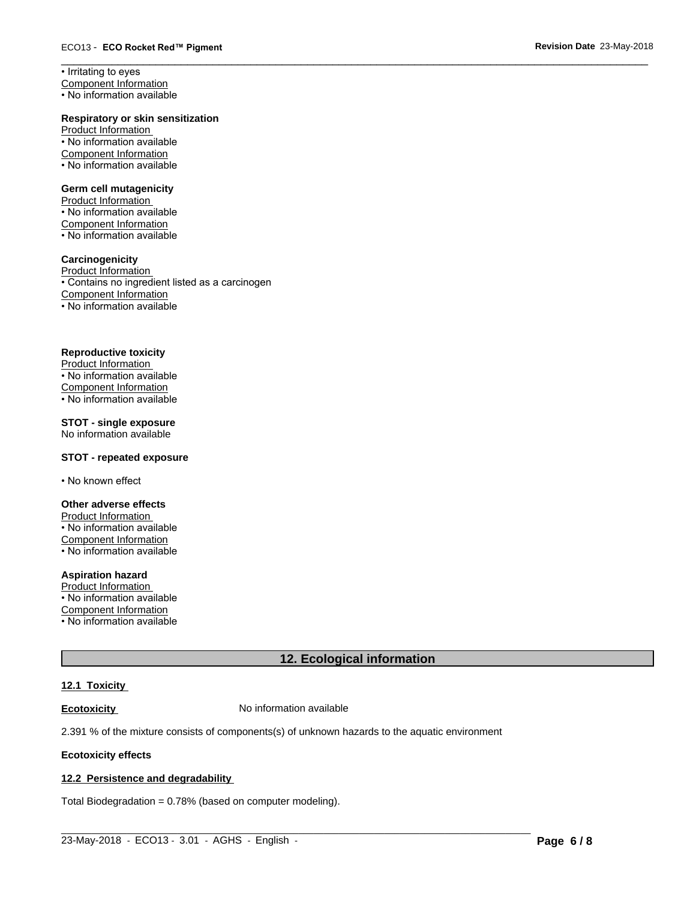• Irritating to eyes

Component Information

• No information available

**Respiratory or skin sensitization**

Product Information

• No information available

Component Information

• No information available

**Germ cell mutagenicity**

Product Information

• No information available

Component Information

• No information available

**Carcinogenicity**

Product Information

• Contains no ingredient listed as a carcinogen

Component Information

• No information available

**Reproductive toxicity**

Product Information

• No information available

Component Information

• No information available

**STOT - single exposure**

No information available

**STOT - repeated exposure**

• No known effect

**Other adverse effects**

Product Information

• No information available

Component Information

• No information available

**Aspiration hazard**

Product Information

• No information available

Component Information

• No information available

## 12. Ecological information

**12.1 Toxicity**

**Ecotoxicity** No information available

2.391 % of the mixture consists of components(s) of unknown hazards to the aquatic environment

**Ecotoxicity effects**

**12.2 Persistence and degradability**

Total Biodegradation = 0.78% (based on computer modeling).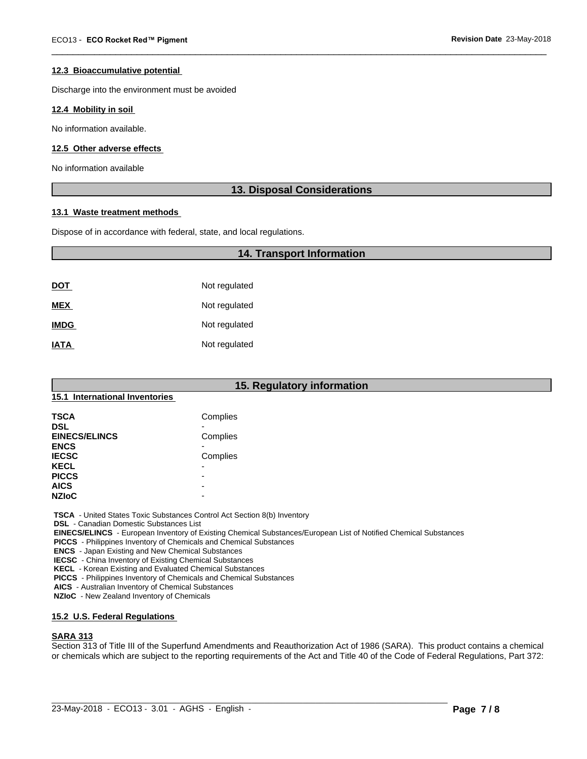#### 12.3 Bioaccumulative potential

Discharge into the environment must be avoided

#### 12.4 Mobility in soil

No information available.

#### 12.5 Other adverse effects

No information available

## 13. Disposal Considerations

#### 13.1 Waste treatment methods

Dispose of in accordance with federal, state, and local regulations.

## 14. Transport Information

| | |
|---|---|
| **DOT** | Not regulated |
| **MEX** | Not regulated |
| **IMDG** | Not regulated |
| **IATA** | Not regulated |

## 15. Regulatory information

#### 15.1 International Inventories

| | |
|---|---|
| **TSCA** | Complies |
| **DSL** | - |
| **EINECS/ELINCS** | Complies |
| **ENCS** | - |
| **IECSC** | Complies |
| **KECL** | - |
| **PICCS** | - |
| **AICS** | - |
| **NZIoC** | - |

**TSCA** - United States Toxic Substances Control Act Section 8(b) Inventory
**DSL** - Canadian Domestic Substances List
**EINECS/ELINCS** - European Inventory of Existing Chemical Substances/European List of Notified Chemical Substances
**PICCS** - Philippines Inventory of Chemicals and Chemical Substances
**ENCS** - Japan Existing and New Chemical Substances
**IECSC** - China Inventory of Existing Chemical Substances
**KECL** - Korean Existing and Evaluated Chemical Substances
**PICCS** - Philippines Inventory of Chemicals and Chemical Substances
**AICS** - Australian Inventory of Chemical Substances
**NZIoC** - New Zealand Inventory of Chemicals

#### 15.2 U.S. Federal Regulations

**SARA 313**

Section 313 of Title III of the Superfund Amendments and Reauthorization Act of 1986 (SARA). This product contains a chemical or chemicals which are subject to the reporting requirements of the Act and Title 40 of the Code of Federal Regulations, Part 372: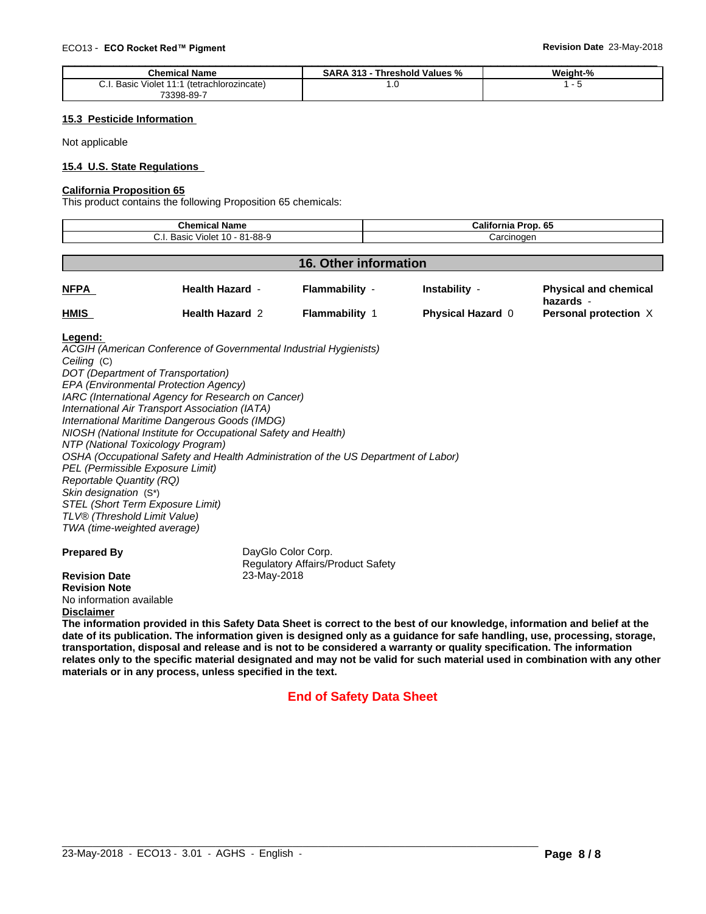| Chemical Name | SARA 313 - Threshold Values % | Weight-% |
|---|---|---|
| C.I. Basic Violet 11:1 (tetrachlorozincate) 73398-89-7 | 1.0 | 1 - 5 |

### 15.3 Pesticide Information

Not applicable

### 15.4 U.S. State Regulations

**California Proposition 65**
This product contains the following Proposition 65 chemicals:

| Chemical Name | California Prop. 65 |
|---|---|
| C.I. Basic Violet 10 - 81-88-9 | Carcinogen |

## 16. Other information

| | | | | |
|---|---|---|---|---|
| **NFPA** | **Health Hazard** - | **Flammability** - | **Instability** - | **Physical and chemical hazards** - |
| **HMIS** | **Health Hazard** 2 | **Flammability** 1 | **Physical Hazard** 0 | **Personal protection** X |

**Legend:**
*ACGIH (American Conference of Governmental Industrial Hygienists)*
*Ceiling* (C)
*DOT (Department of Transportation)*
*EPA (Environmental Protection Agency)*
*IARC (International Agency for Research on Cancer)*
*International Air Transport Association (IATA)*
*International Maritime Dangerous Goods (IMDG)*
*NIOSH (National Institute for Occupational Safety and Health)*
*NTP (National Toxicology Program)*
*OSHA (Occupational Safety and Health Administration of the US Department of Labor)*
*PEL (Permissible Exposure Limit)*
*Reportable Quantity (RQ)*
*Skin designation* (S*)
*STEL (Short Term Exposure Limit)*
*TLV® (Threshold Limit Value)*
*TWA (time-weighted average)*

**Prepared By** DayGlo Color Corp.
Regulatory Affairs/Product Safety

**Revision Date** 23-May-2018

**Revision Note**
No information available

**Disclaimer**
**The information provided in this Safety Data Sheet is correct to the best of our knowledge, information and belief at the date of its publication. The information given is designed only as a guidance for safe handling, use, processing, storage, transportation, disposal and release and is not to be considered a warranty or quality specification. The information relates only to the specific material designated and may not be valid for such material used in combination with any other materials or in any process, unless specified in the text.**

**End of Safety Data Sheet**